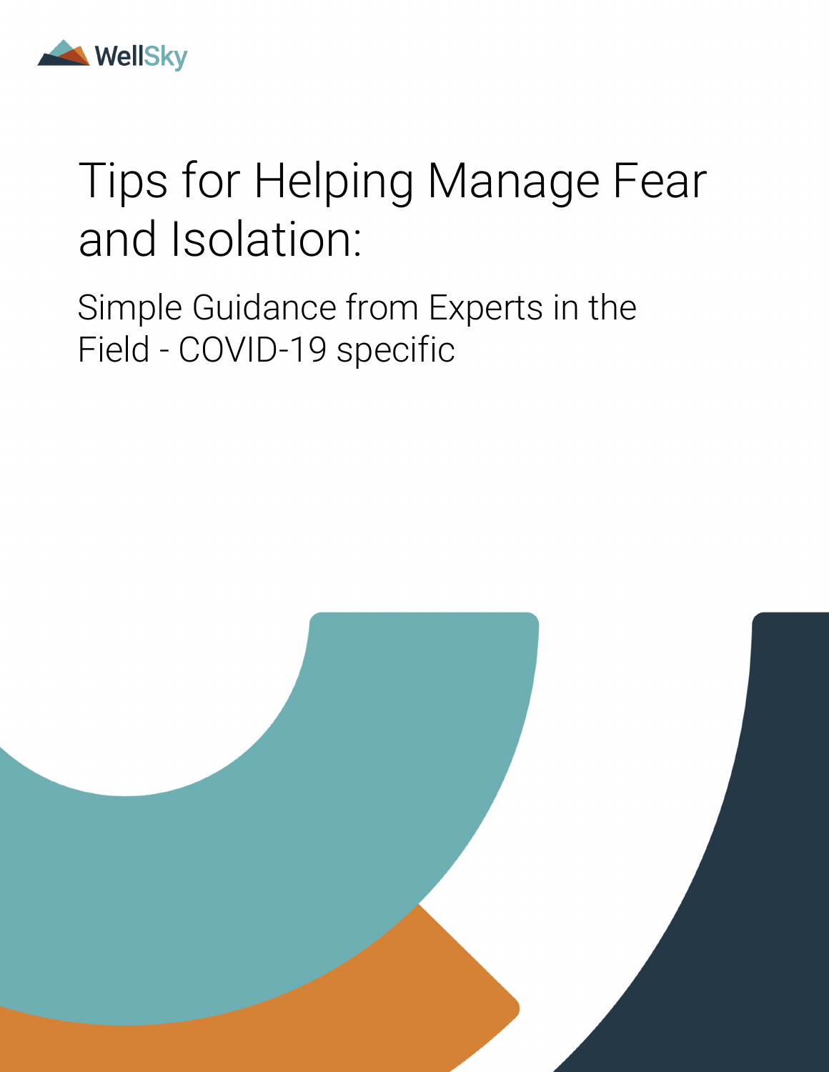WellSky

# Tips for Helping Manage Fear and Isolation:

## Simple Guidance from Experts in the Field - COVID-19 specific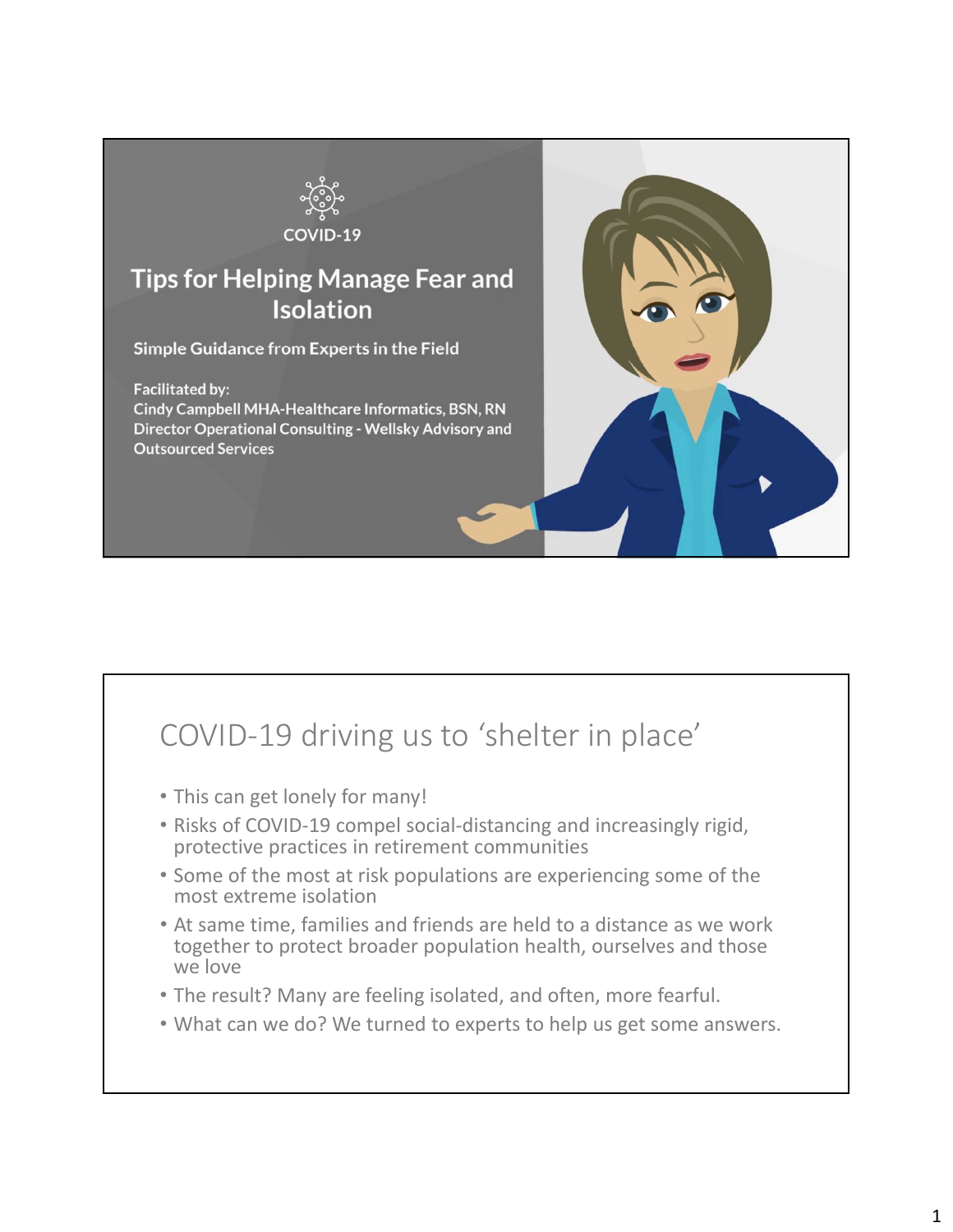## COVID-19

# Tips for Helping Manage Fear and Isolation

**Simple Guidance from Experts in the Field**

**Facilitated by:**
**Cindy Campbell MHA-Healthcare Informatics, BSN, RN**
**Director Operational Consulting - Wellsky Advisory and Outsourced Services**

---

## COVID-19 driving us to 'shelter in place'

- This can get lonely for many!
- Risks of COVID-19 compel social-distancing and increasingly rigid, protective practices in retirement communities
- Some of the most at risk populations are experiencing some of the most extreme isolation
- At same time, families and friends are held to a distance as we work together to protect broader population health, ourselves and those we love
- The result? Many are feeling isolated, and often, more fearful.
- What can we do? We turned to experts to help us get some answers.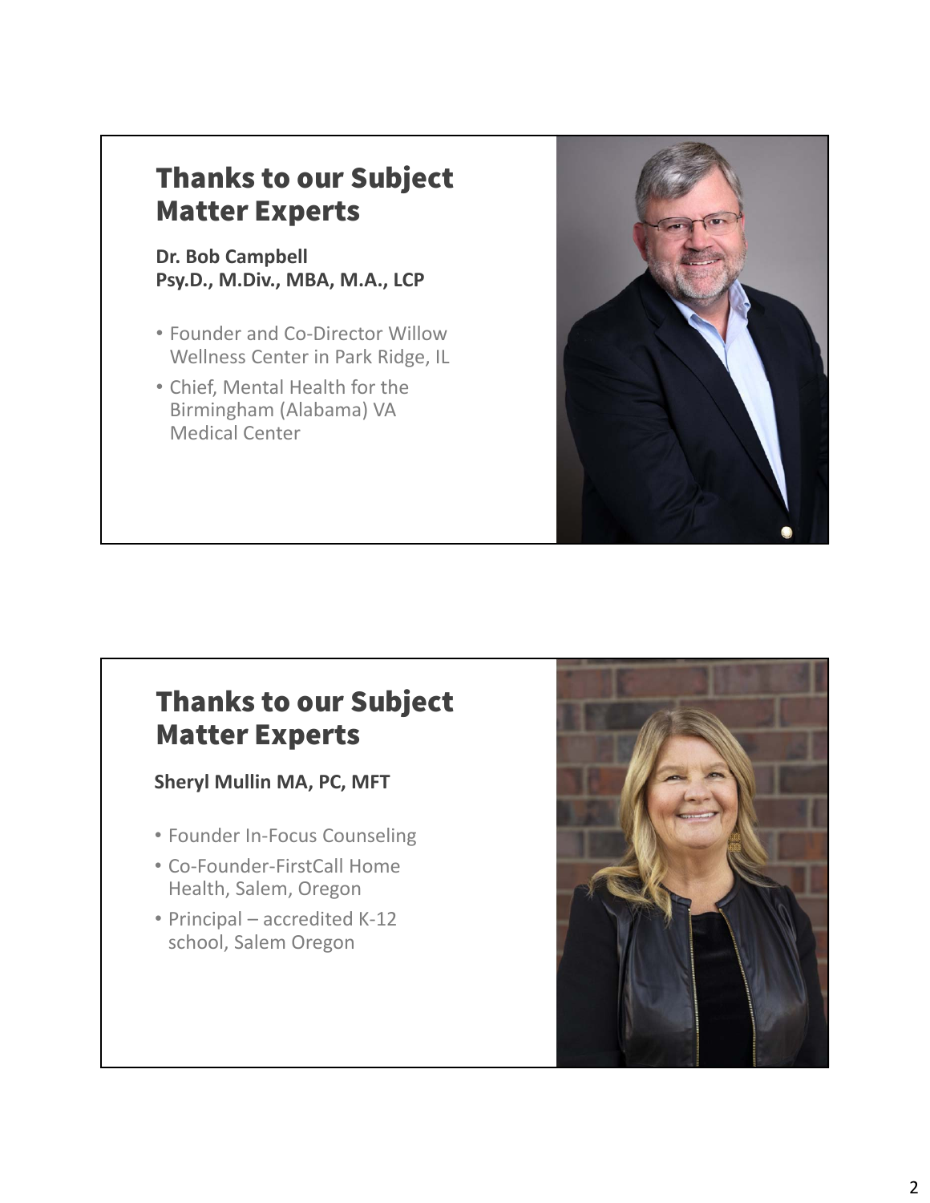## Thanks to our Subject Matter Experts

**Dr. Bob Campbell**
**Psy.D., M.Div., MBA, M.A., LCP**

- Founder and Co-Director Willow Wellness Center in Park Ridge, IL
- Chief, Mental Health for the Birmingham (Alabama) VA Medical Center

## Thanks to our Subject Matter Experts

**Sheryl Mullin MA, PC, MFT**

- Founder In-Focus Counseling
- Co-Founder-FirstCall Home Health, Salem, Oregon
- Principal – accredited K-12 school, Salem Oregon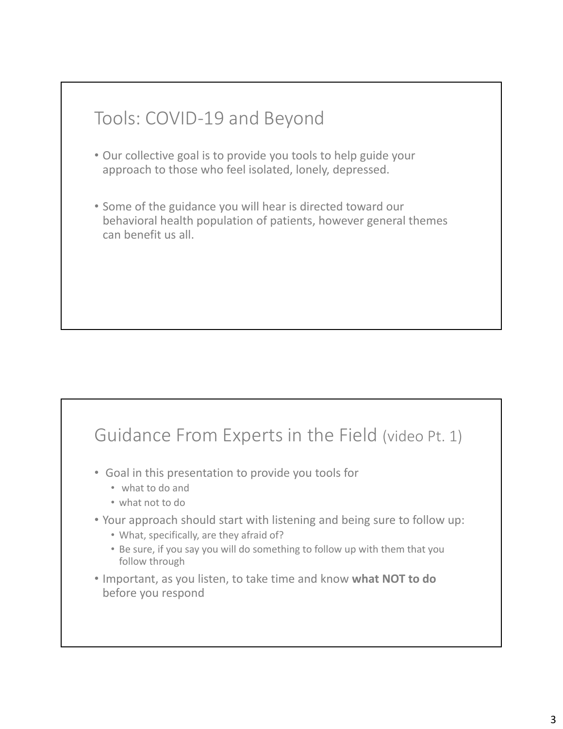## Tools: COVID-19 and Beyond

- Our collective goal is to provide you tools to help guide your approach to those who feel isolated, lonely, depressed.
- Some of the guidance you will hear is directed toward our behavioral health population of patients, however general themes can benefit us all.

## Guidance From Experts in the Field (video Pt. 1)

- Goal in this presentation to provide you tools for
  - what to do and
  - what not to do
- Your approach should start with listening and being sure to follow up:
  - What, specifically, are they afraid of?
  - Be sure, if you say you will do something to follow up with them that you follow through
- Important, as you listen, to take time and know **what NOT to do** before you respond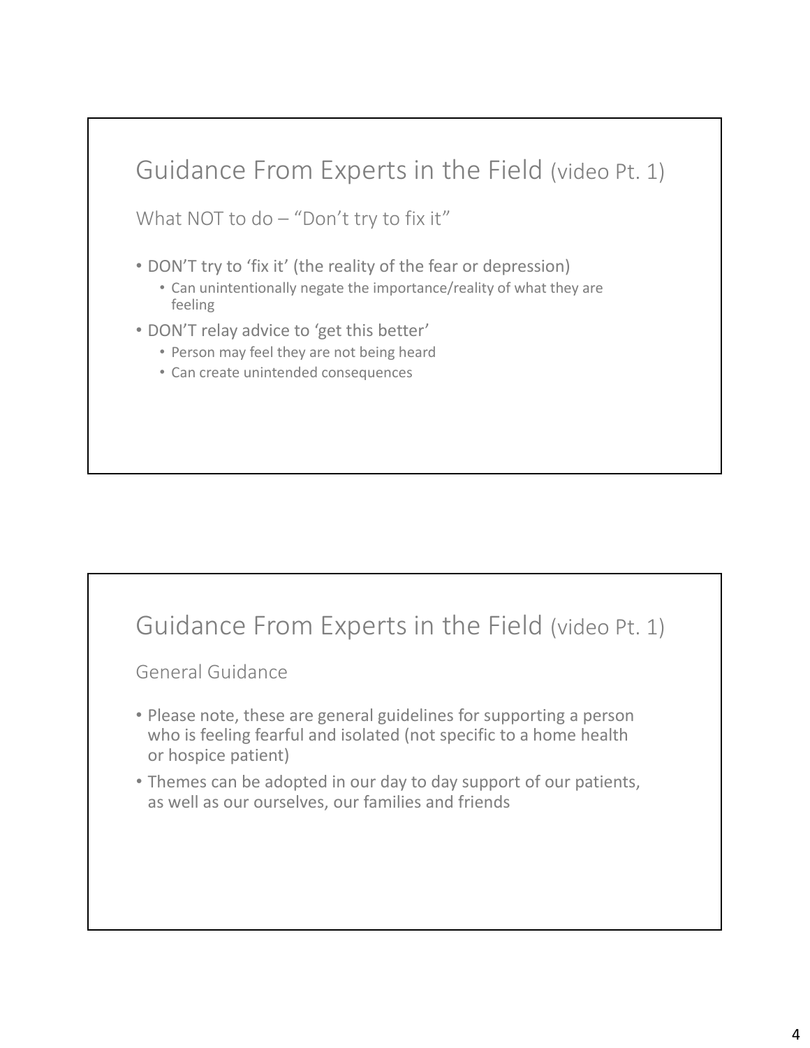## Guidance From Experts in the Field (video Pt. 1)

### What NOT to do – "Don't try to fix it"

- DON'T try to 'fix it' (the reality of the fear or depression)
  - Can unintentionally negate the importance/reality of what they are feeling
- DON'T relay advice to 'get this better'
  - Person may feel they are not being heard
  - Can create unintended consequences

## Guidance From Experts in the Field (video Pt. 1)

### General Guidance

- Please note, these are general guidelines for supporting a person who is feeling fearful and isolated (not specific to a home health or hospice patient)
- Themes can be adopted in our day to day support of our patients, as well as our ourselves, our families and friends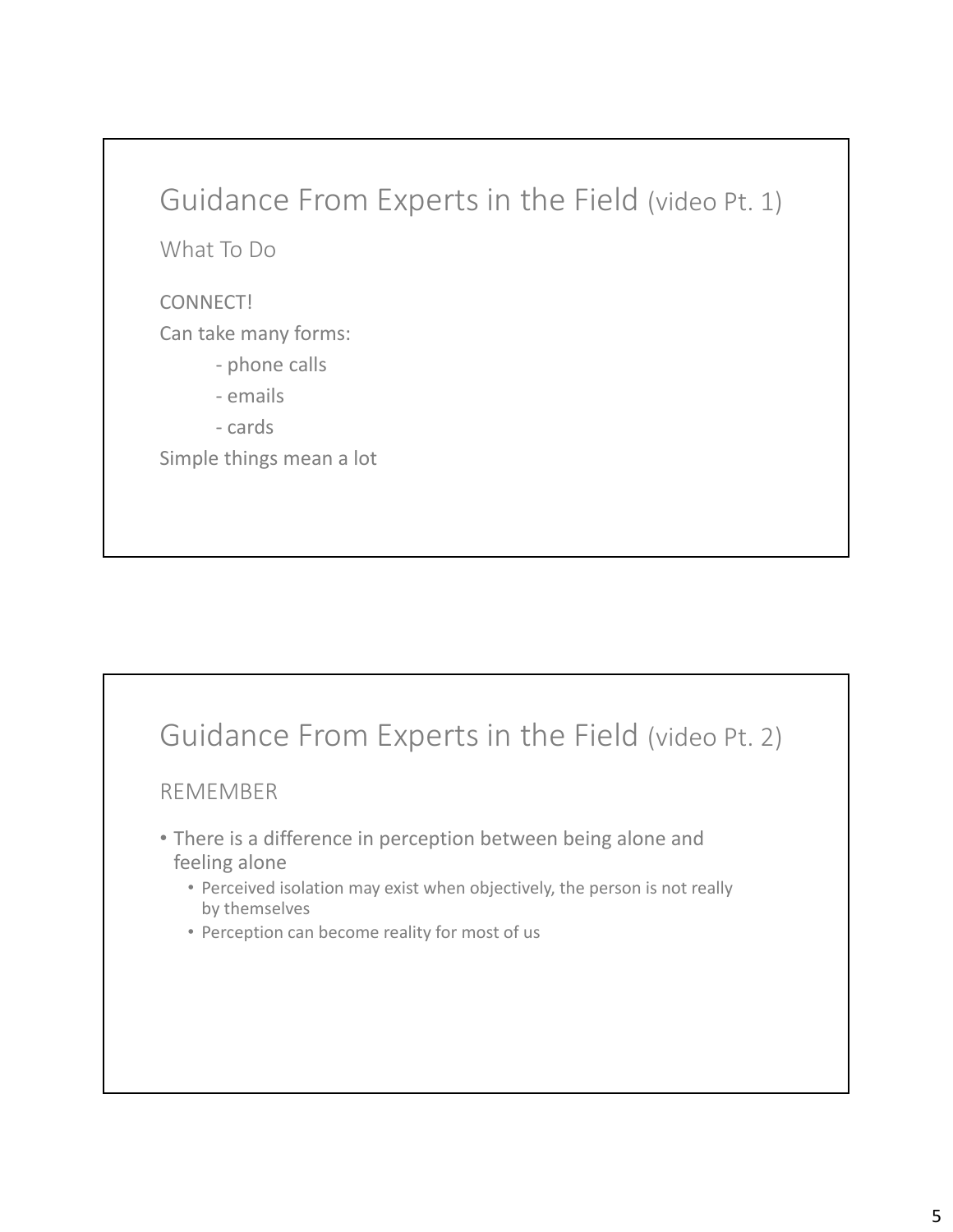## Guidance From Experts in the Field (video Pt. 1)

### What To Do

CONNECT!

Can take many forms:

- phone calls
- emails
- cards

Simple things mean a lot

## Guidance From Experts in the Field (video Pt. 2)

### REMEMBER

- There is a difference in perception between being alone and feeling alone
  - Perceived isolation may exist when objectively, the person is not really by themselves
  - Perception can become reality for most of us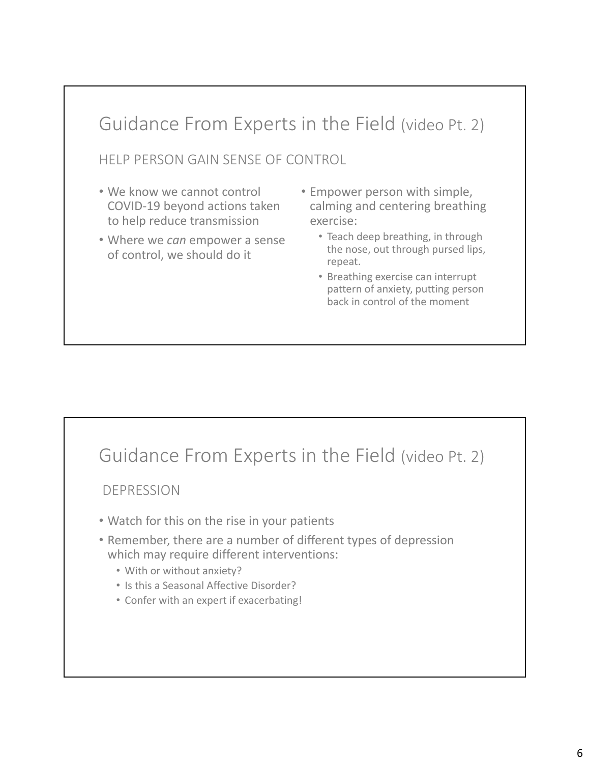## Guidance From Experts in the Field (video Pt. 2)

### HELP PERSON GAIN SENSE OF CONTROL

- We know we cannot control COVID-19 beyond actions taken to help reduce transmission
- Where we *can* empower a sense of control, we should do it
- Empower person with simple, calming and centering breathing exercise:
  - Teach deep breathing, in through the nose, out through pursed lips, repeat.
  - Breathing exercise can interrupt pattern of anxiety, putting person back in control of the moment

## Guidance From Experts in the Field (video Pt. 2)

### DEPRESSION

- Watch for this on the rise in your patients
- Remember, there are a number of different types of depression which may require different interventions:
  - With or without anxiety?
  - Is this a Seasonal Affective Disorder?
  - Confer with an expert if exacerbating!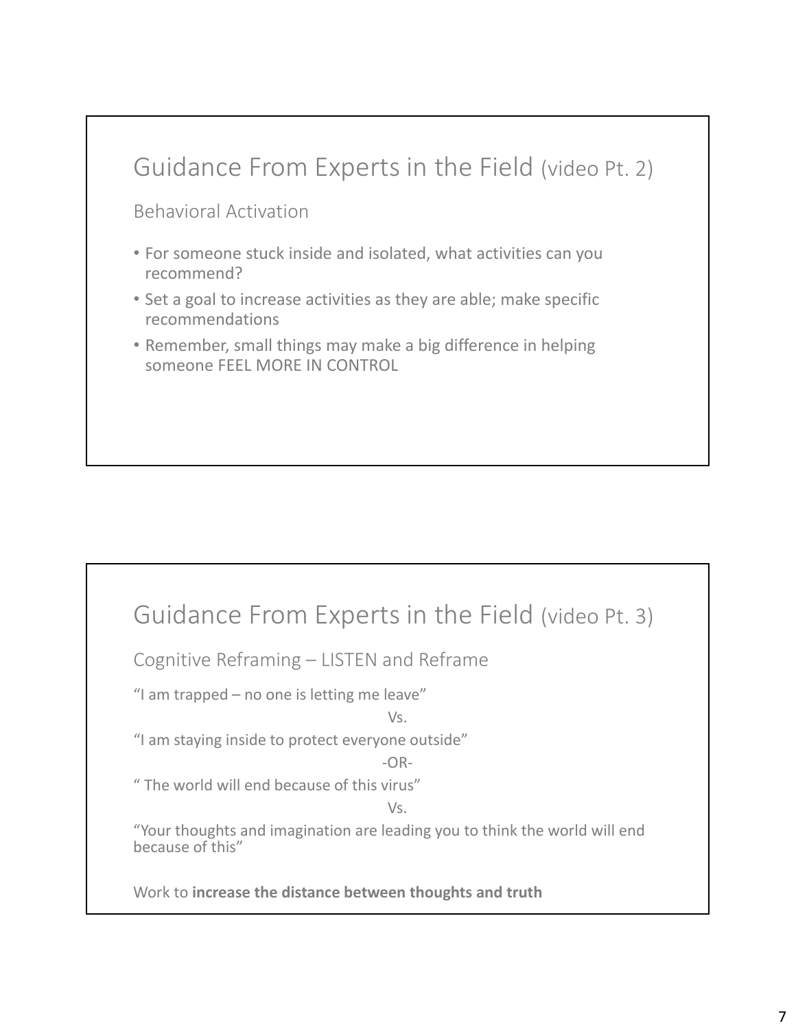## Guidance From Experts in the Field (video Pt. 2)

### Behavioral Activation

- For someone stuck inside and isolated, what activities can you recommend?
- Set a goal to increase activities as they are able; make specific recommendations
- Remember, small things may make a big difference in helping someone FEEL MORE IN CONTROL

## Guidance From Experts in the Field (video Pt. 3)

### Cognitive Reframing – LISTEN and Reframe

"I am trapped – no one is letting me leave"

Vs.

"I am staying inside to protect everyone outside"

-OR-

" The world will end because of this virus"

Vs.

"Your thoughts and imagination are leading you to think the world will end because of this"

Work to **increase the distance between thoughts and truth**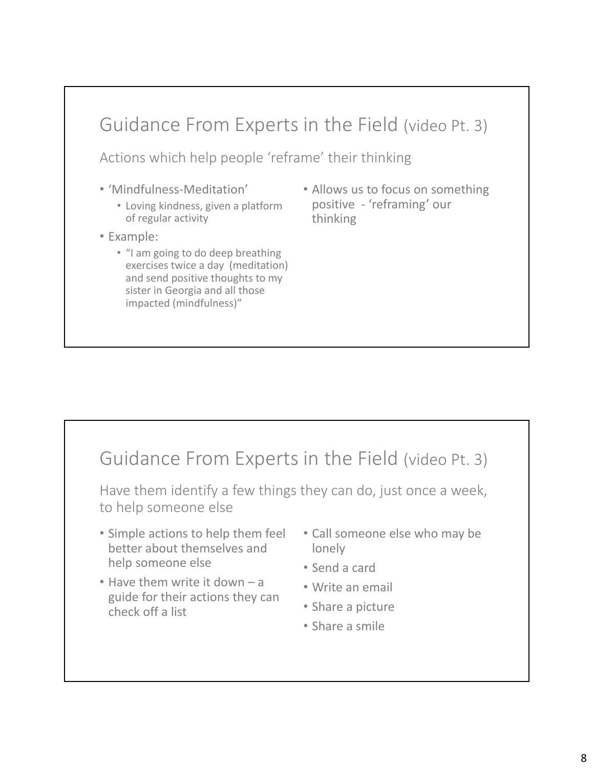## Guidance From Experts in the Field (video Pt. 3)

### Actions which help people 'reframe' their thinking

- 'Mindfulness-Meditation'
  - Loving kindness, given a platform of regular activity
- Example:
  - "I am going to do deep breathing exercises twice a day (meditation) and send positive thoughts to my sister in Georgia and all those impacted (mindfulness)"
- Allows us to focus on something positive - 'reframing' our thinking

## Guidance From Experts in the Field (video Pt. 3)

### Have them identify a few things they can do, just once a week, to help someone else

- Simple actions to help them feel better about themselves and help someone else
- Have them write it down – a guide for their actions they can check off a list
- Call someone else who may be lonely
- Send a card
- Write an email
- Share a picture
- Share a smile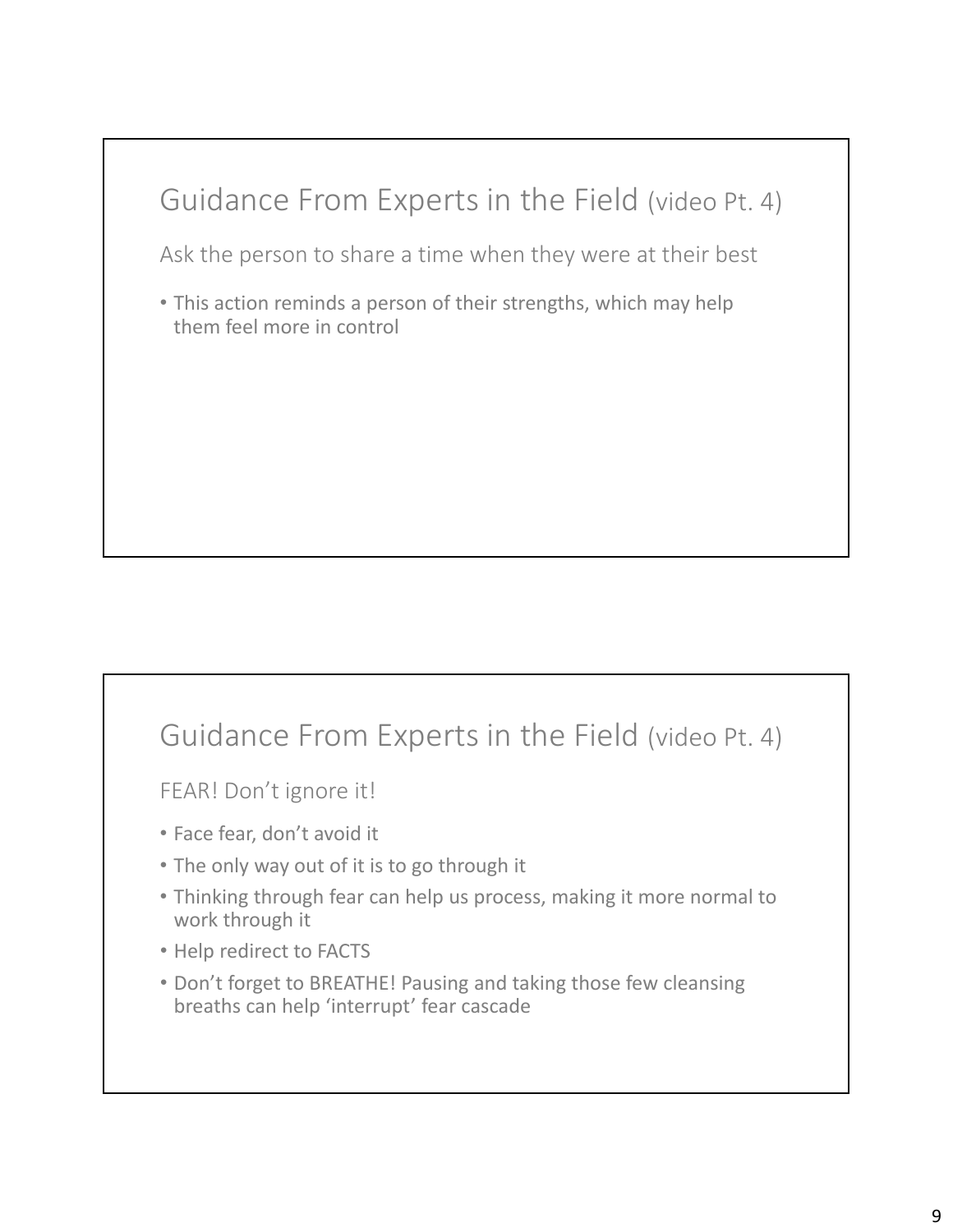## Guidance From Experts in the Field (video Pt. 4)

Ask the person to share a time when they were at their best

- This action reminds a person of their strengths, which may help them feel more in control

## Guidance From Experts in the Field (video Pt. 4)

FEAR! Don't ignore it!

- Face fear, don't avoid it
- The only way out of it is to go through it
- Thinking through fear can help us process, making it more normal to work through it
- Help redirect to FACTS
- Don't forget to BREATHE! Pausing and taking those few cleansing breaths can help 'interrupt' fear cascade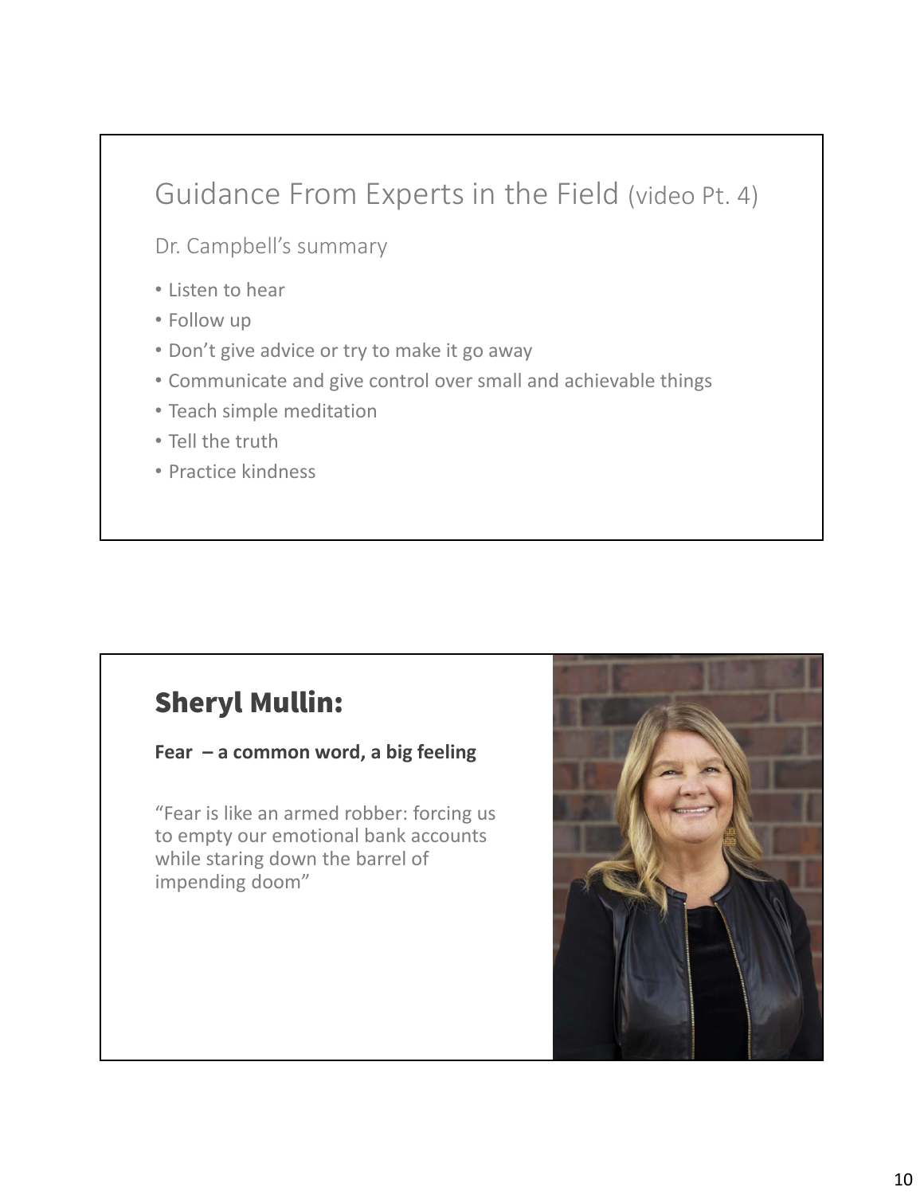## Guidance From Experts in the Field (video Pt. 4)

Dr. Campbell's summary

- Listen to hear
- Follow up
- Don't give advice or try to make it go away
- Communicate and give control over small and achievable things
- Teach simple meditation
- Tell the truth
- Practice kindness

## Sheryl Mullin:

**Fear – a common word, a big feeling**

"Fear is like an armed robber: forcing us to empty our emotional bank accounts while staring down the barrel of impending doom"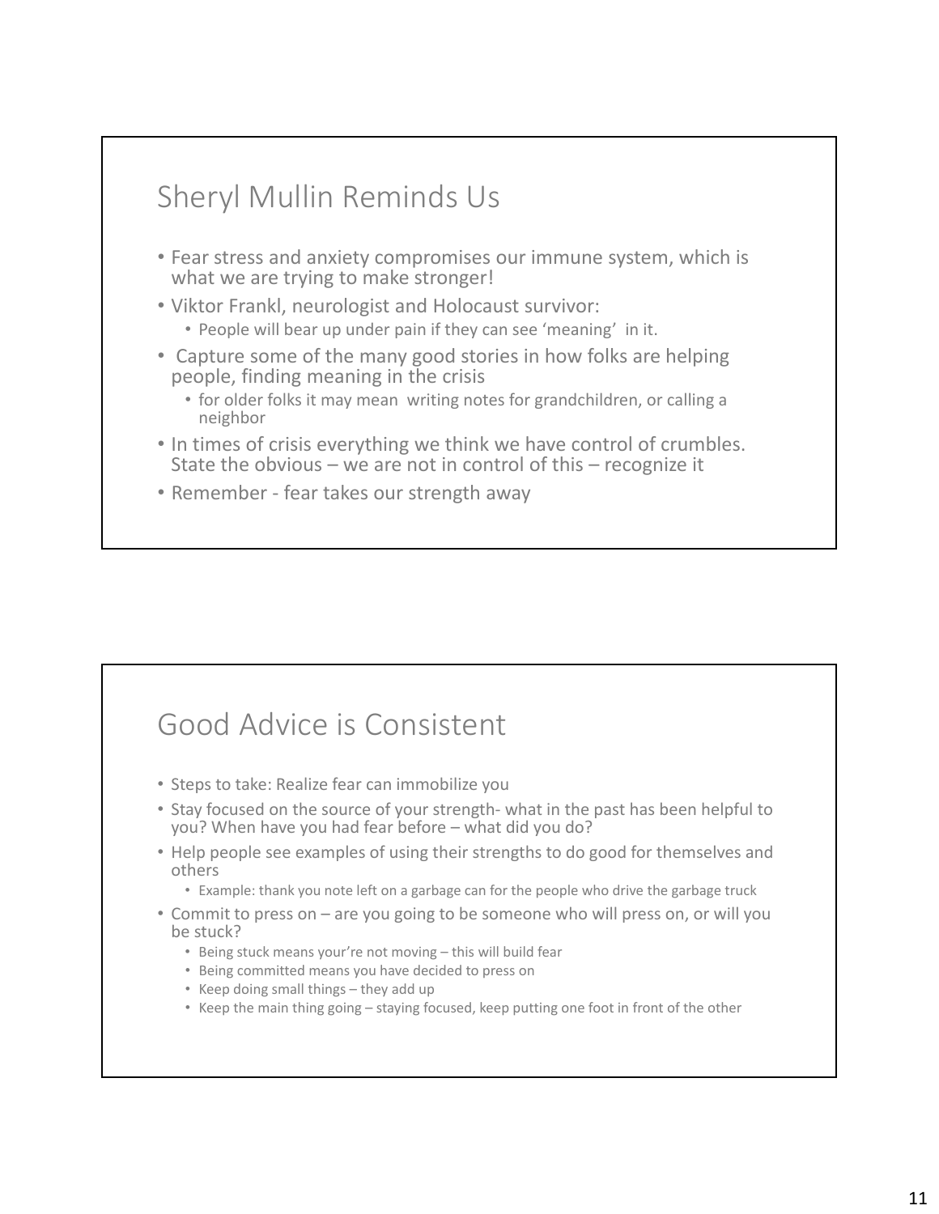## Sheryl Mullin Reminds Us

- Fear stress and anxiety compromises our immune system, which is what we are trying to make stronger!
- Viktor Frankl, neurologist and Holocaust survivor:
  - People will bear up under pain if they can see 'meaning' in it.
- Capture some of the many good stories in how folks are helping people, finding meaning in the crisis
  - for older folks it may mean writing notes for grandchildren, or calling a neighbor
- In times of crisis everything we think we have control of crumbles. State the obvious – we are not in control of this – recognize it
- Remember - fear takes our strength away

## Good Advice is Consistent

- Steps to take: Realize fear can immobilize you
- Stay focused on the source of your strength- what in the past has been helpful to you? When have you had fear before – what did you do?
- Help people see examples of using their strengths to do good for themselves and others
  - Example: thank you note left on a garbage can for the people who drive the garbage truck
- Commit to press on – are you going to be someone who will press on, or will you be stuck?
  - Being stuck means your're not moving – this will build fear
  - Being committed means you have decided to press on
  - Keep doing small things – they add up
  - Keep the main thing going – staying focused, keep putting one foot in front of the other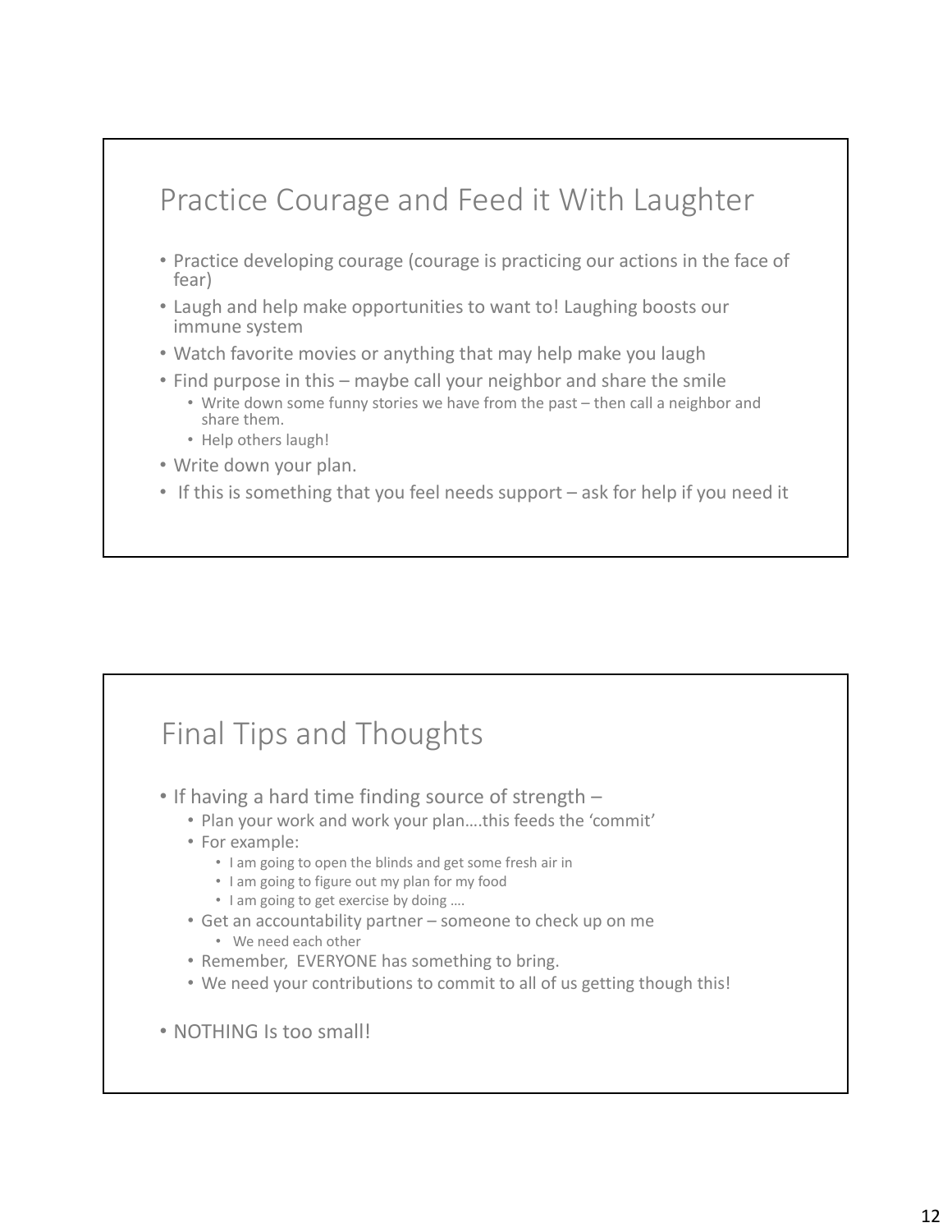## Practice Courage and Feed it With Laughter

- Practice developing courage (courage is practicing our actions in the face of fear)
- Laugh and help make opportunities to want to! Laughing boosts our immune system
- Watch favorite movies or anything that may help make you laugh
- Find purpose in this – maybe call your neighbor and share the smile
  - Write down some funny stories we have from the past – then call a neighbor and share them.
  - Help others laugh!
- Write down your plan.
- If this is something that you feel needs support – ask for help if you need it

## Final Tips and Thoughts

- If having a hard time finding source of strength –
  - Plan your work and work your plan….this feeds the 'commit'
  - For example:
    - I am going to open the blinds and get some fresh air in
    - I am going to figure out my plan for my food
    - I am going to get exercise by doing ….
  - Get an accountability partner – someone to check up on me
    - We need each other
  - Remember, EVERYONE has something to bring.
  - We need your contributions to commit to all of us getting though this!
- NOTHING Is too small!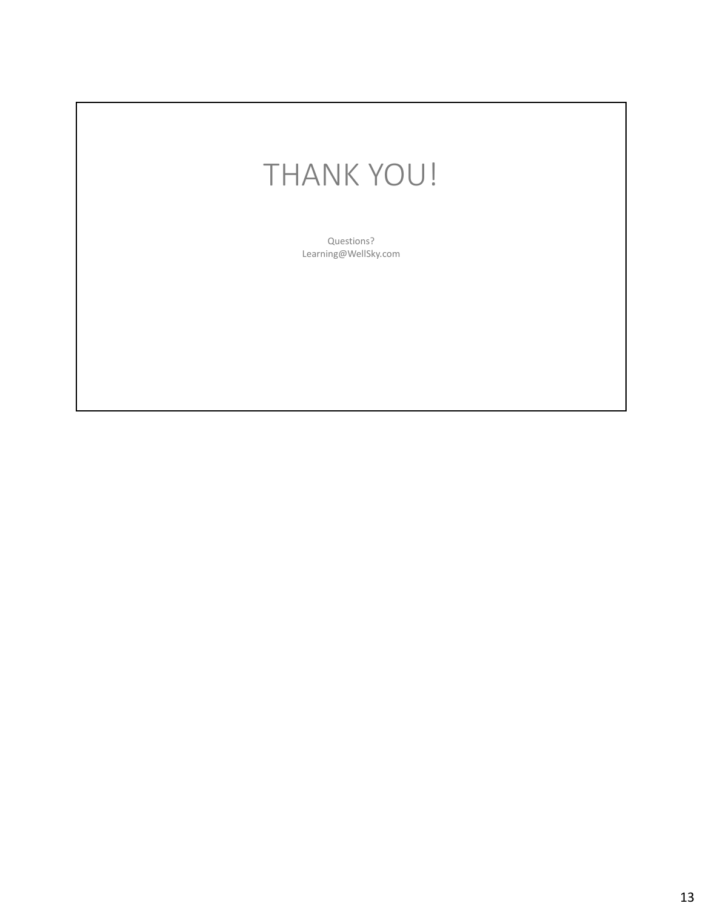# THANK YOU!

Questions?
Learning@WellSky.com